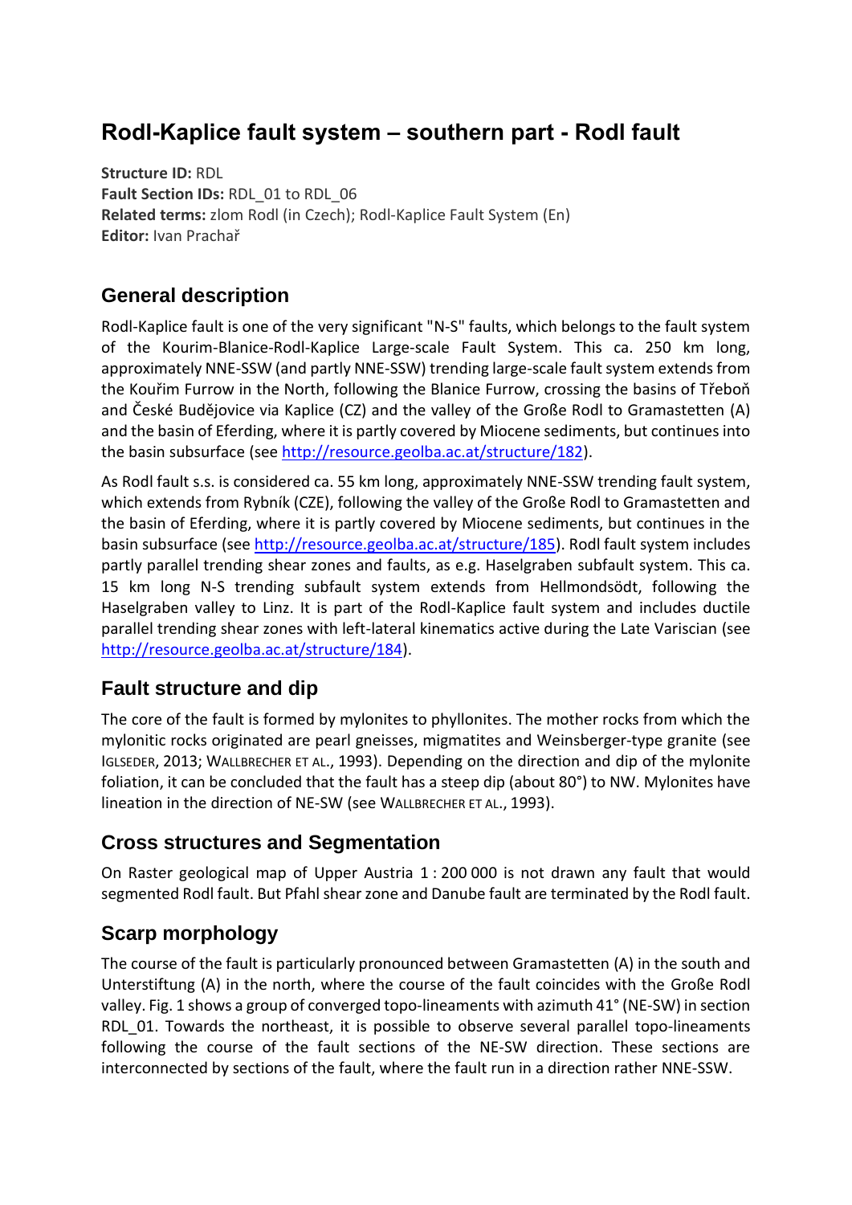# Rodl-Kaplice fault system – southern part - Rodl fault

**Structure ID:** RDL  
**Fault Section IDs:** RDL_01 to RDL_06  
**Related terms:** zlom Rodl (in Czech); Rodl-Kaplice Fault System (En)  
**Editor:** Ivan Prachař

## General description

Rodl-Kaplice fault is one of the very significant "N-S" faults, which belongs to the fault system of the Kourim-Blanice-Rodl-Kaplice Large-scale Fault System. This ca. 250 km long, approximately NNE-SSW (and partly NNE-SSW) trending large-scale fault system extends from the Kouřim Furrow in the North, following the Blanice Furrow, crossing the basins of Třeboň and České Budějovice via Kaplice (CZ) and the valley of the Große Rodl to Gramastetten (A) and the basin of Eferding, where it is partly covered by Miocene sediments, but continues into the basin subsurface (see http://resource.geolba.ac.at/structure/182).

As Rodl fault s.s. is considered ca. 55 km long, approximately NNE-SSW trending fault system, which extends from Rybník (CZE), following the valley of the Große Rodl to Gramastetten and the basin of Eferding, where it is partly covered by Miocene sediments, but continues in the basin subsurface (see http://resource.geolba.ac.at/structure/185). Rodl fault system includes partly parallel trending shear zones and faults, as e.g. Haselgraben subfault system. This ca. 15 km long N-S trending subfault system extends from Hellmondsödt, following the Haselgraben valley to Linz. It is part of the Rodl-Kaplice fault system and includes ductile parallel trending shear zones with left-lateral kinematics active during the Late Variscian (see http://resource.geolba.ac.at/structure/184).

## Fault structure and dip

The core of the fault is formed by mylonites to phyllonites. The mother rocks from which the mylonitic rocks originated are pearl gneisses, migmatites and Weinsberger-type granite (see IGLSEDER, 2013; WALLBRECHER ET AL., 1993). Depending on the direction and dip of the mylonite foliation, it can be concluded that the fault has a steep dip (about 80°) to NW. Mylonites have lineation in the direction of NE-SW (see WALLBRECHER ET AL., 1993).

## Cross structures and Segmentation

On Raster geological map of Upper Austria 1 : 200 000 is not drawn any fault that would segmented Rodl fault. But Pfahl shear zone and Danube fault are terminated by the Rodl fault.

## Scarp morphology

The course of the fault is particularly pronounced between Gramastetten (A) in the south and Unterstiftung (A) in the north, where the course of the fault coincides with the Große Rodl valley. Fig. 1 shows a group of converged topo-lineaments with azimuth 41° (NE-SW) in section RDL_01. Towards the northeast, it is possible to observe several parallel topo-lineaments following the course of the fault sections of the NE-SW direction. These sections are interconnected by sections of the fault, where the fault run in a direction rather NNE-SSW.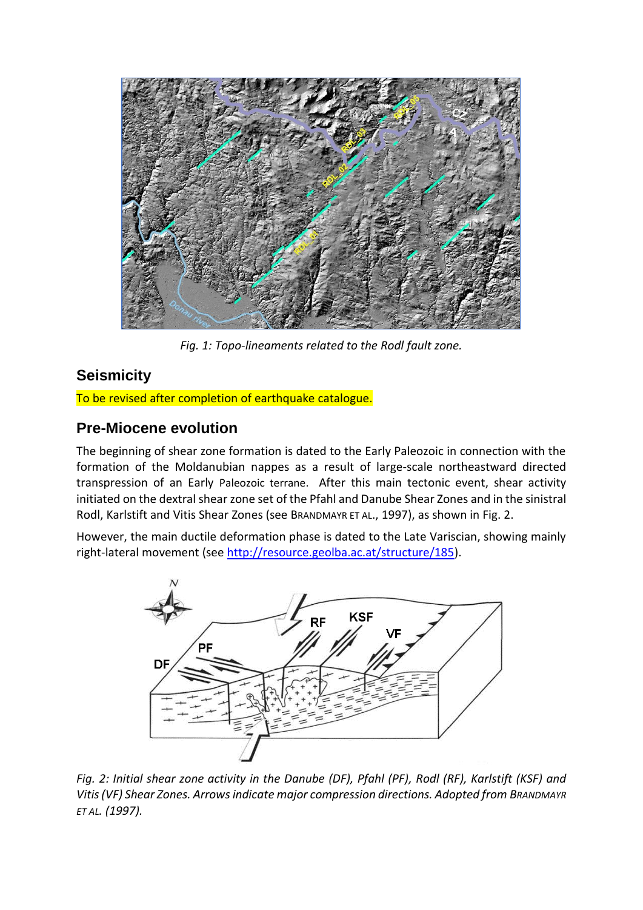*Fig. 1: Topo-lineaments related to the Rodl fault zone.*

## Seismicity

To be revised after completion of earthquake catalogue.

## Pre-Miocene evolution

The beginning of shear zone formation is dated to the Early Paleozoic in connection with the formation of the Moldanubian nappes as a result of large-scale northeastward directed transpression of an Early Paleozoic terrane. After this main tectonic event, shear activity initiated on the dextral shear zone set of the Pfahl and Danube Shear Zones and in the sinistral Rodl, Karlstift and Vitis Shear Zones (see BRANDMAYR ET AL., 1997), as shown in Fig. 2.

However, the main ductile deformation phase is dated to the Late Variscian, showing mainly right-lateral movement (see [http://resource.geolba.ac.at/structure/185](http://resource.geolba.ac.at/structure/185)).

*Fig. 2: Initial shear zone activity in the Danube (DF), Pfahl (PF), Rodl (RF), Karlstift (KSF) and Vitis (VF) Shear Zones. Arrows indicate major compression directions. Adopted from BRANDMAYR ET AL. (1997).*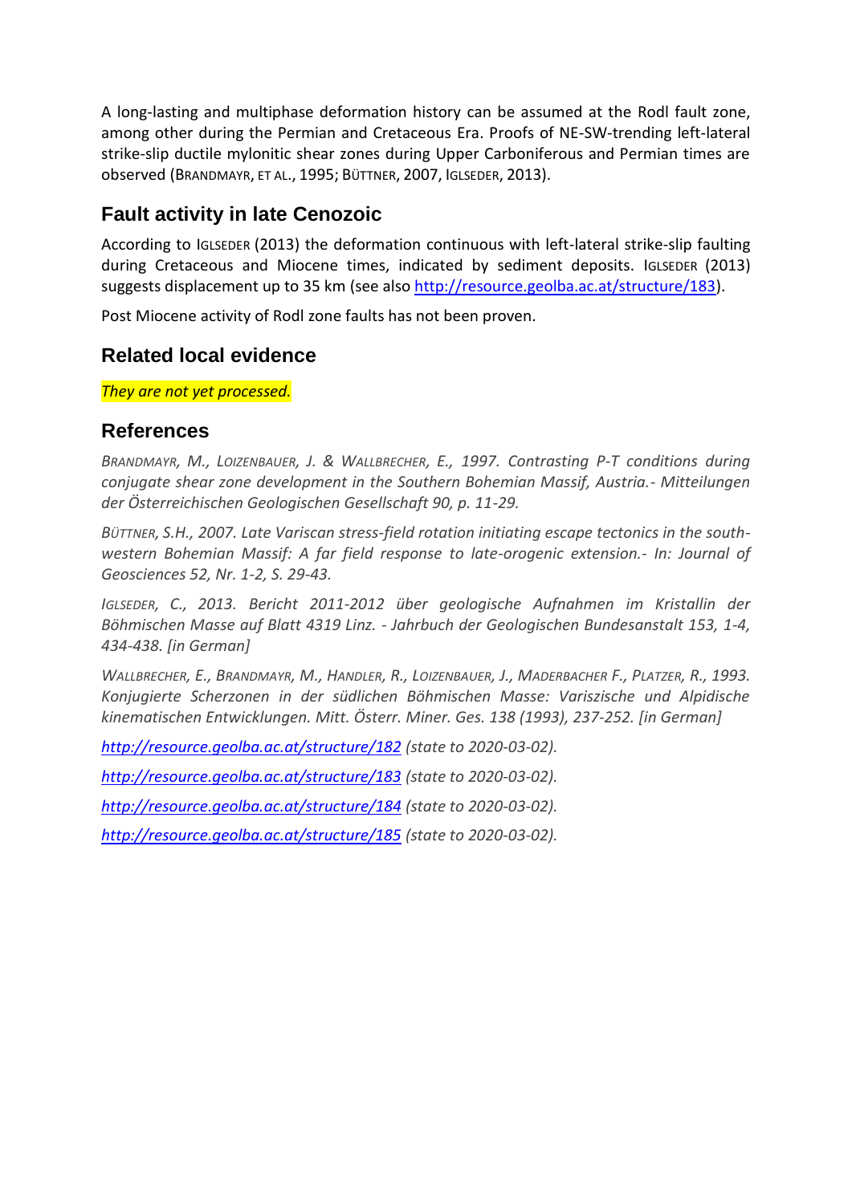A long-lasting and multiphase deformation history can be assumed at the Rodl fault zone, among other during the Permian and Cretaceous Era. Proofs of NE-SW-trending left-lateral strike-slip ductile mylonitic shear zones during Upper Carboniferous and Permian times are observed (Brandmayr, et al., 1995; Büttner, 2007, Iglseder, 2013).

## Fault activity in late Cenozoic

According to Iglseder (2013) the deformation continuous with left-lateral strike-slip faulting during Cretaceous and Miocene times, indicated by sediment deposits. Iglseder (2013) suggests displacement up to 35 km (see also http://resource.geolba.ac.at/structure/183).

Post Miocene activity of Rodl zone faults has not been proven.

## Related local evidence

*They are not yet processed.*

## References

*Brandmayr, M., Loizenbauer, J. & Wallbrecher, E., 1997. Contrasting P-T conditions during conjugate shear zone development in the Southern Bohemian Massif, Austria.- Mitteilungen der Österreichischen Geologischen Gesellschaft 90, p. 11-29.*

*Büttner, S.H., 2007. Late Variscan stress-field rotation initiating escape tectonics in the south-western Bohemian Massif: A far field response to late-orogenic extension.- In: Journal of Geosciences 52, Nr. 1-2, S. 29-43.*

*Iglseder, C., 2013. Bericht 2011-2012 über geologische Aufnahmen im Kristallin der Böhmischen Masse auf Blatt 4319 Linz. - Jahrbuch der Geologischen Bundesanstalt 153, 1-4, 434-438. [in German]*

*Wallbrecher, E., Brandmayr, M., Handler, R., Loizenbauer, J., Maderbacher F., Platzer, R., 1993. Konjugierte Scherzonen in der südlichen Böhmischen Masse: Variszische und Alpidische kinematischen Entwicklungen. Mitt. Österr. Miner. Ges. 138 (1993), 237-252. [in German]*

*http://resource.geolba.ac.at/structure/182 (state to 2020-03-02).*

*http://resource.geolba.ac.at/structure/183 (state to 2020-03-02).*

*http://resource.geolba.ac.at/structure/184 (state to 2020-03-02).*

*http://resource.geolba.ac.at/structure/185 (state to 2020-03-02).*